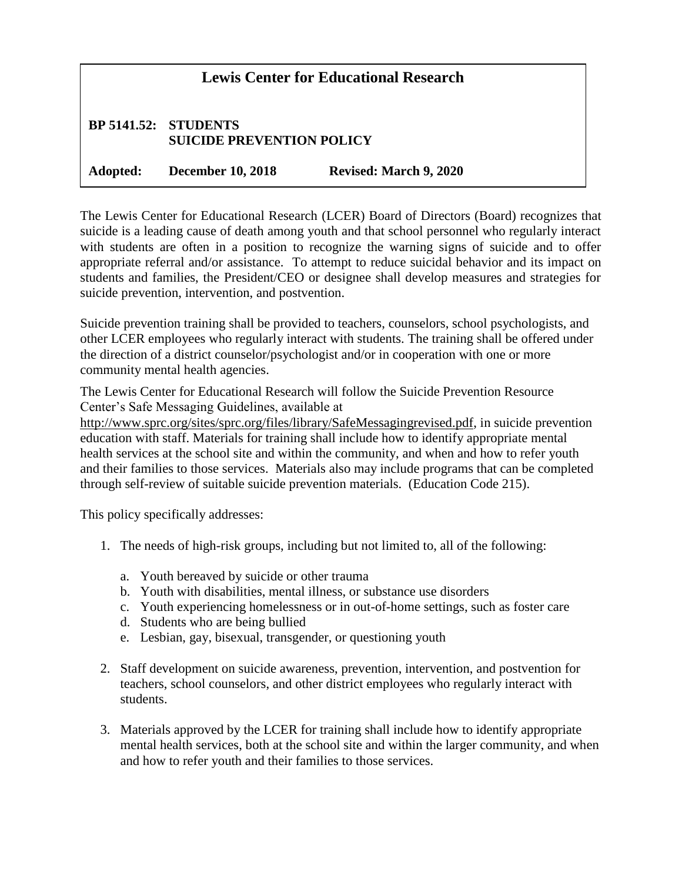# Lewis Center for Educational Research

**BP 5141.52: STUDENTS**
**SUICIDE PREVENTION POLICY**

**Adopted: December 10, 2018 Revised: March 9, 2020**

The Lewis Center for Educational Research (LCER) Board of Directors (Board) recognizes that suicide is a leading cause of death among youth and that school personnel who regularly interact with students are often in a position to recognize the warning signs of suicide and to offer appropriate referral and/or assistance. To attempt to reduce suicidal behavior and its impact on students and families, the President/CEO or designee shall develop measures and strategies for suicide prevention, intervention, and postvention.

Suicide prevention training shall be provided to teachers, counselors, school psychologists, and other LCER employees who regularly interact with students. The training shall be offered under the direction of a district counselor/psychologist and/or in cooperation with one or more community mental health agencies.

The Lewis Center for Educational Research will follow the Suicide Prevention Resource Center's Safe Messaging Guidelines, available at http://www.sprc.org/sites/sprc.org/files/library/SafeMessagingrevised.pdf, in suicide prevention education with staff. Materials for training shall include how to identify appropriate mental health services at the school site and within the community, and when and how to refer youth and their families to those services. Materials also may include programs that can be completed through self-review of suitable suicide prevention materials. (Education Code 215).

This policy specifically addresses:

1. The needs of high-risk groups, including but not limited to, all of the following:
   a. Youth bereaved by suicide or other trauma
   b. Youth with disabilities, mental illness, or substance use disorders
   c. Youth experiencing homelessness or in out-of-home settings, such as foster care
   d. Students who are being bullied
   e. Lesbian, gay, bisexual, transgender, or questioning youth

2. Staff development on suicide awareness, prevention, intervention, and postvention for teachers, school counselors, and other district employees who regularly interact with students.

3. Materials approved by the LCER for training shall include how to identify appropriate mental health services, both at the school site and within the larger community, and when and how to refer youth and their families to those services.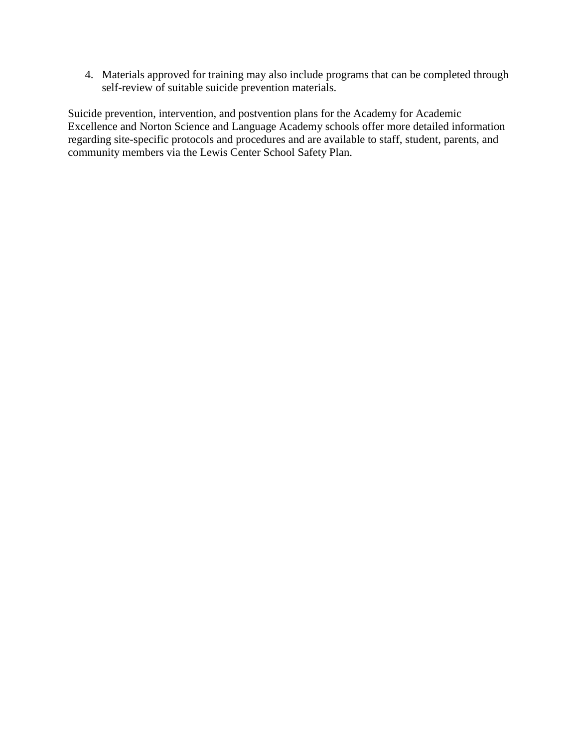4. Materials approved for training may also include programs that can be completed through self-review of suitable suicide prevention materials.

Suicide prevention, intervention, and postvention plans for the Academy for Academic Excellence and Norton Science and Language Academy schools offer more detailed information regarding site-specific protocols and procedures and are available to staff, student, parents, and community members via the Lewis Center School Safety Plan.